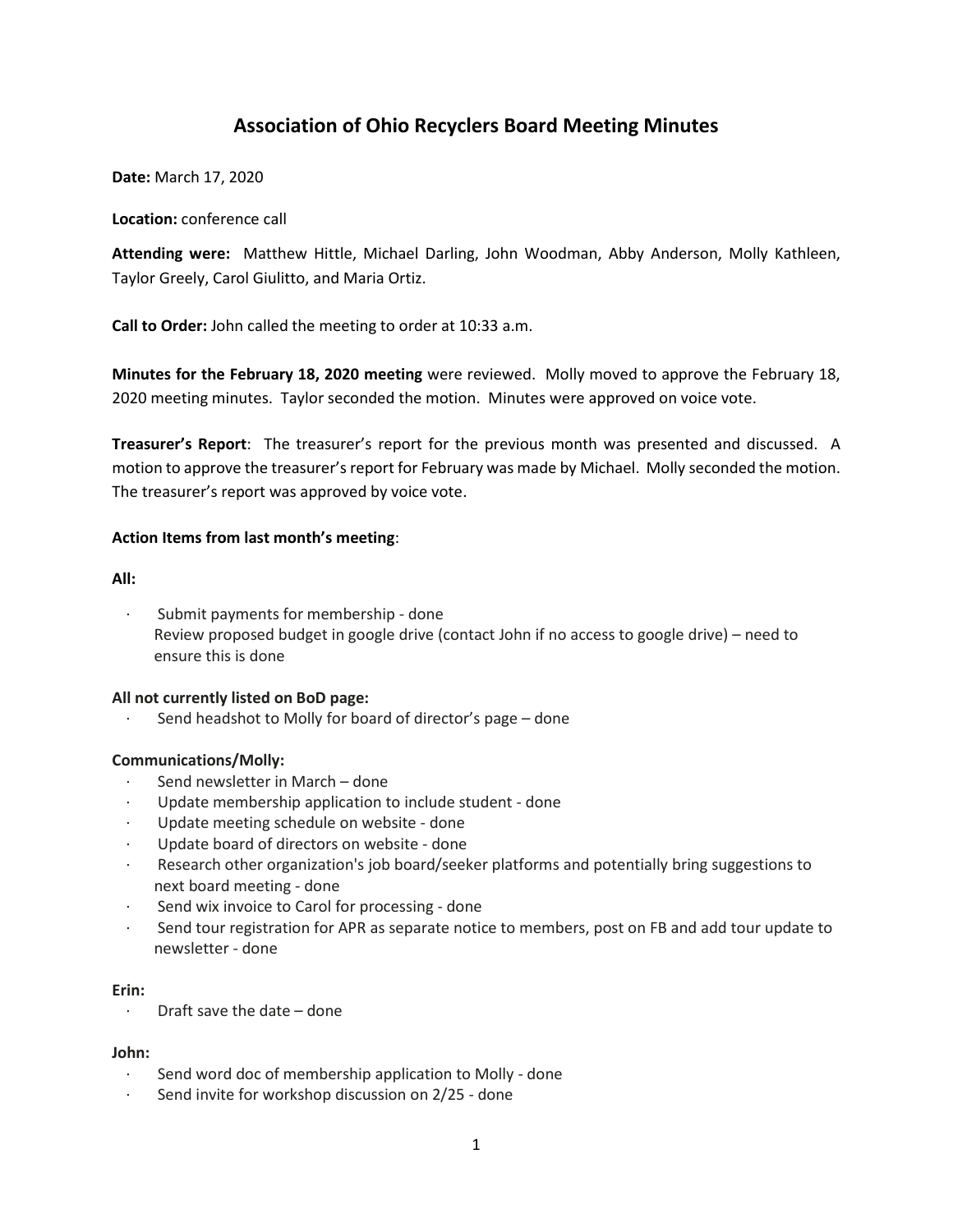# Association of Ohio Recyclers Board Meeting Minutes

**Date:** March 17, 2020

**Location:** conference call

**Attending were:** Matthew Hittle, Michael Darling, John Woodman, Abby Anderson, Molly Kathleen, Taylor Greely, Carol Giulitto, and Maria Ortiz.

**Call to Order:** John called the meeting to order at 10:33 a.m.

**Minutes for the February 18, 2020 meeting** were reviewed. Molly moved to approve the February 18, 2020 meeting minutes. Taylor seconded the motion. Minutes were approved on voice vote.

**Treasurer's Report**: The treasurer's report for the previous month was presented and discussed. A motion to approve the treasurer's report for February was made by Michael. Molly seconded the motion. The treasurer's report was approved by voice vote.

**Action Items from last month's meeting**:

**All:**

- Submit payments for membership - done
  Review proposed budget in google drive (contact John if no access to google drive) – need to ensure this is done

**All not currently listed on BoD page:**

- Send headshot to Molly for board of director's page – done

**Communications/Molly:**

- Send newsletter in March – done
- Update membership application to include student - done
- Update meeting schedule on website - done
- Update board of directors on website - done
- Research other organization's job board/seeker platforms and potentially bring suggestions to next board meeting - done
- Send wix invoice to Carol for processing - done
- Send tour registration for APR as separate notice to members, post on FB and add tour update to newsletter - done

**Erin:**

- Draft save the date – done

**John:**

- Send word doc of membership application to Molly - done
- Send invite for workshop discussion on 2/25 - done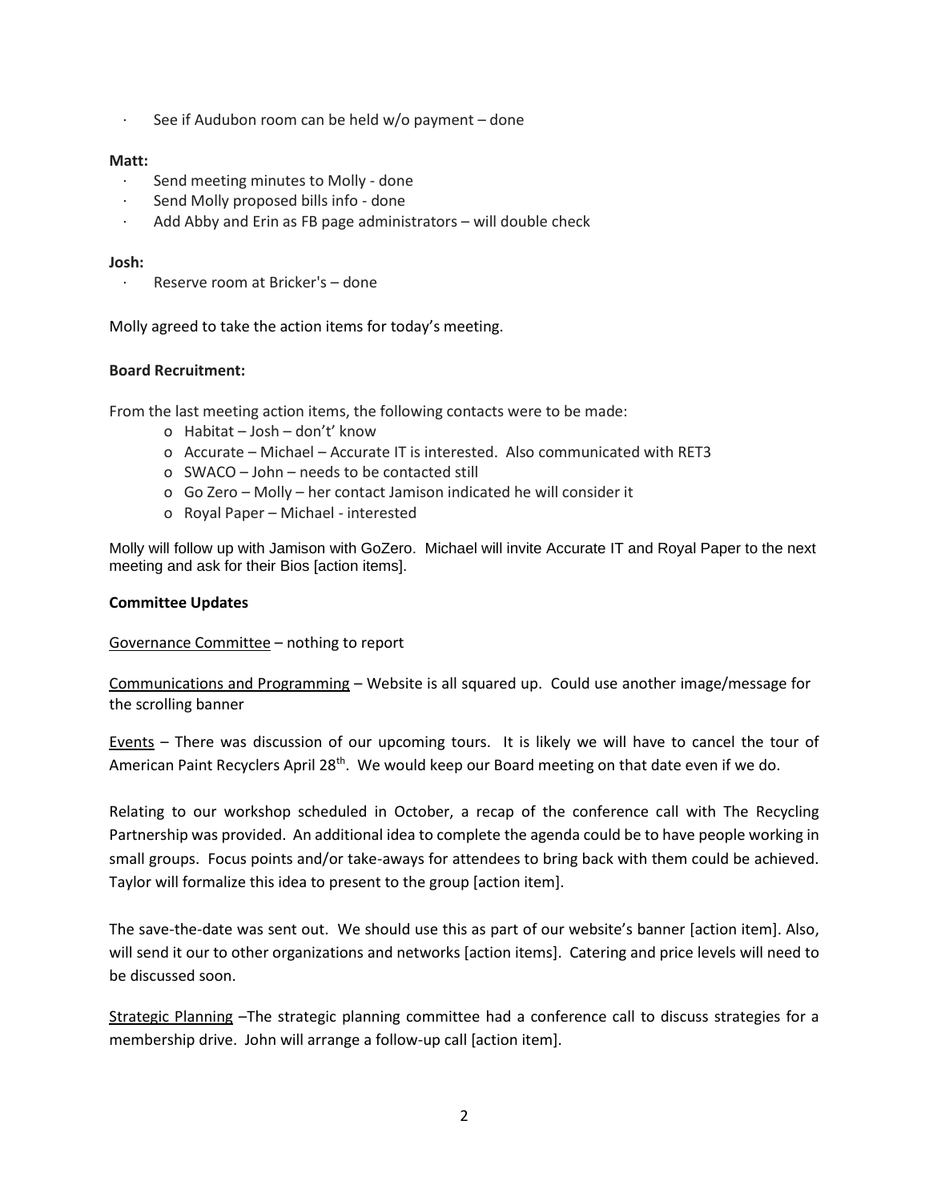- See if Audubon room can be held w/o payment – done

**Matt:**

- Send meeting minutes to Molly - done
- Send Molly proposed bills info - done
- Add Abby and Erin as FB page administrators – will double check

**Josh:**

- Reserve room at Bricker's – done

Molly agreed to take the action items for today's meeting.

**Board Recruitment:**

From the last meeting action items, the following contacts were to be made:

- Habitat – Josh – don't' know
- Accurate – Michael – Accurate IT is interested. Also communicated with RET3
- SWACO – John – needs to be contacted still
- Go Zero – Molly – her contact Jamison indicated he will consider it
- Royal Paper – Michael - interested

Molly will follow up with Jamison with GoZero. Michael will invite Accurate IT and Royal Paper to the next meeting and ask for their Bios [action items].

**Committee Updates**

Governance Committee – nothing to report

Communications and Programming – Website is all squared up. Could use another image/message for the scrolling banner

Events – There was discussion of our upcoming tours. It is likely we will have to cancel the tour of American Paint Recyclers April 28th. We would keep our Board meeting on that date even if we do.

Relating to our workshop scheduled in October, a recap of the conference call with The Recycling Partnership was provided. An additional idea to complete the agenda could be to have people working in small groups. Focus points and/or take-aways for attendees to bring back with them could be achieved. Taylor will formalize this idea to present to the group [action item].

The save-the-date was sent out. We should use this as part of our website's banner [action item]. Also, will send it our to other organizations and networks [action items]. Catering and price levels will need to be discussed soon.

Strategic Planning –The strategic planning committee had a conference call to discuss strategies for a membership drive. John will arrange a follow-up call [action item].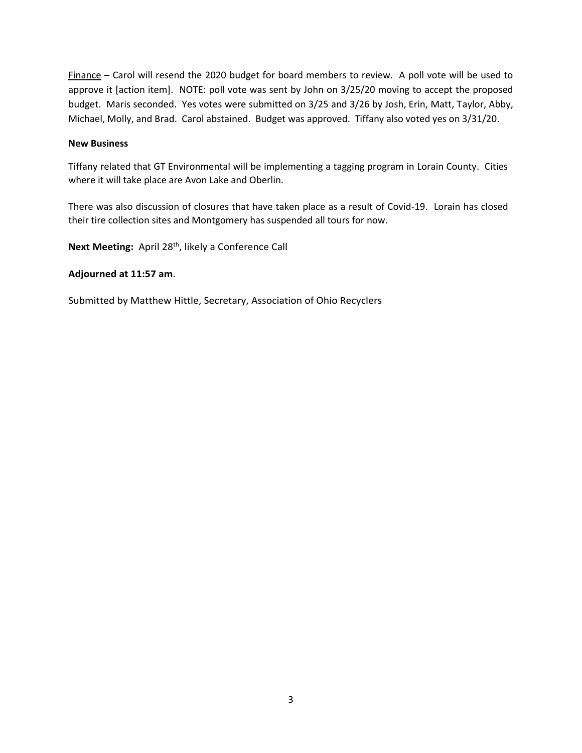<u>Finance</u> – Carol will resend the 2020 budget for board members to review. A poll vote will be used to approve it [action item]. NOTE: poll vote was sent by John on 3/25/20 moving to accept the proposed budget. Maris seconded. Yes votes were submitted on 3/25 and 3/26 by Josh, Erin, Matt, Taylor, Abby, Michael, Molly, and Brad. Carol abstained. Budget was approved. Tiffany also voted yes on 3/31/20.

**New Business**

Tiffany related that GT Environmental will be implementing a tagging program in Lorain County. Cities where it will take place are Avon Lake and Oberlin.

There was also discussion of closures that have taken place as a result of Covid-19. Lorain has closed their tire collection sites and Montgomery has suspended all tours for now.

**Next Meeting:** April 28th, likely a Conference Call

**Adjourned at 11:57 am**.

Submitted by Matthew Hittle, Secretary, Association of Ohio Recyclers